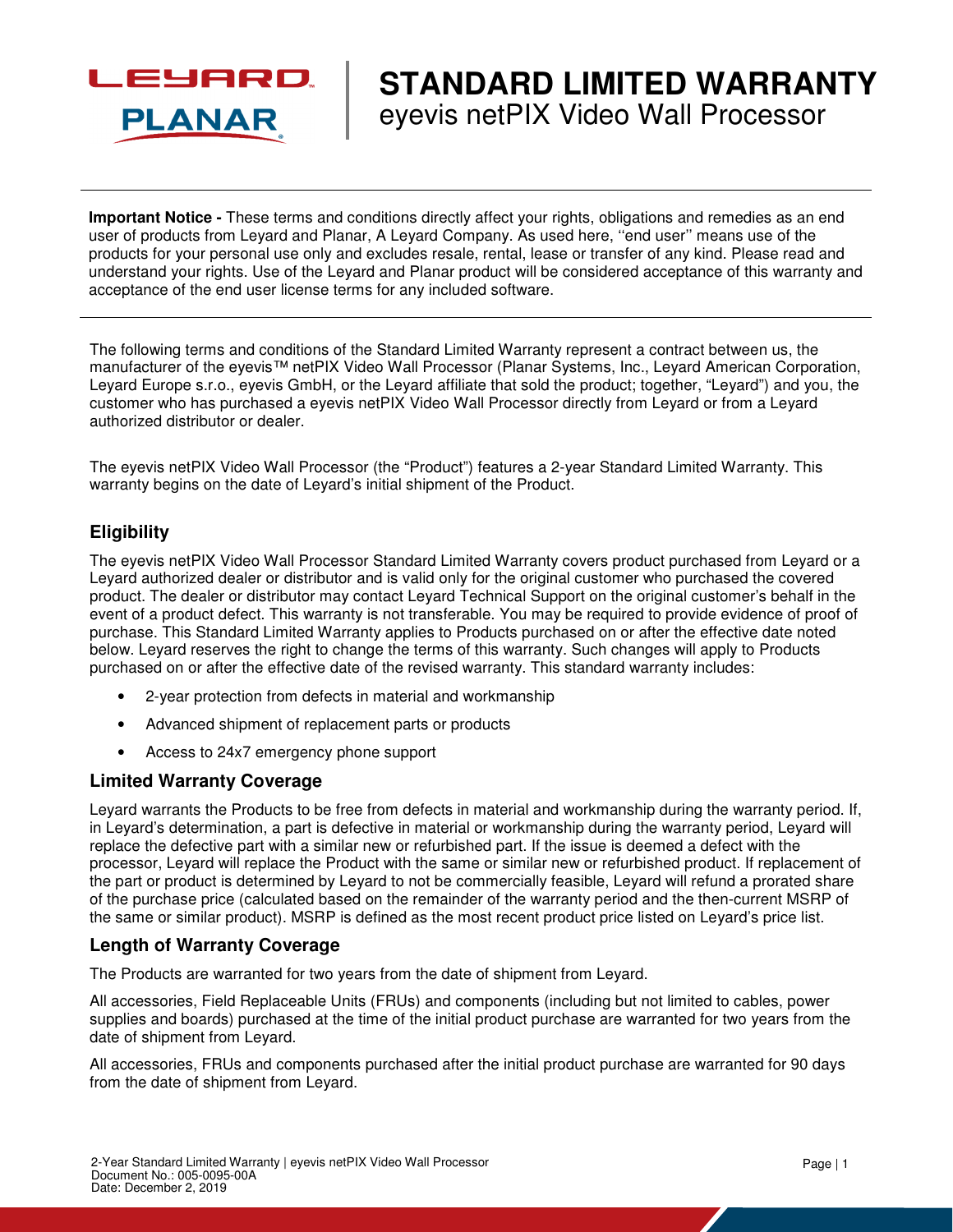# STANDARD LIMITED WARRANTY

## eyevis netPIX Video Wall Processor

**Important Notice -** These terms and conditions directly affect your rights, obligations and remedies as an end user of products from Leyard and Planar, A Leyard Company. As used here, ''end user'' means use of the products for your personal use only and excludes resale, rental, lease or transfer of any kind. Please read and understand your rights. Use of the Leyard and Planar product will be considered acceptance of this warranty and acceptance of the end user license terms for any included software.

The following terms and conditions of the Standard Limited Warranty represent a contract between us, the manufacturer of the eyevis™ netPIX Video Wall Processor (Planar Systems, Inc., Leyard American Corporation, Leyard Europe s.r.o., eyevis GmbH, or the Leyard affiliate that sold the product; together, "Leyard") and you, the customer who has purchased a eyevis netPIX Video Wall Processor directly from Leyard or from a Leyard authorized distributor or dealer.

The eyevis netPIX Video Wall Processor (the "Product") features a 2-year Standard Limited Warranty. This warranty begins on the date of Leyard's initial shipment of the Product.

### Eligibility

The eyevis netPIX Video Wall Processor Standard Limited Warranty covers product purchased from Leyard or a Leyard authorized dealer or distributor and is valid only for the original customer who purchased the covered product. The dealer or distributor may contact Leyard Technical Support on the original customer's behalf in the event of a product defect. This warranty is not transferable. You may be required to provide evidence of proof of purchase. This Standard Limited Warranty applies to Products purchased on or after the effective date noted below. Leyard reserves the right to change the terms of this warranty. Such changes will apply to Products purchased on or after the effective date of the revised warranty. This standard warranty includes:

- 2-year protection from defects in material and workmanship
- Advanced shipment of replacement parts or products
- Access to 24x7 emergency phone support

### Limited Warranty Coverage

Leyard warrants the Products to be free from defects in material and workmanship during the warranty period. If, in Leyard's determination, a part is defective in material or workmanship during the warranty period, Leyard will replace the defective part with a similar new or refurbished part. If the issue is deemed a defect with the processor, Leyard will replace the Product with the same or similar new or refurbished product. If replacement of the part or product is determined by Leyard to not be commercially feasible, Leyard will refund a prorated share of the purchase price (calculated based on the remainder of the warranty period and the then-current MSRP of the same or similar product). MSRP is defined as the most recent product price listed on Leyard's price list.

### Length of Warranty Coverage

The Products are warranted for two years from the date of shipment from Leyard.

All accessories, Field Replaceable Units (FRUs) and components (including but not limited to cables, power supplies and boards) purchased at the time of the initial product purchase are warranted for two years from the date of shipment from Leyard.

All accessories, FRUs and components purchased after the initial product purchase are warranted for 90 days from the date of shipment from Leyard.

2-Year Standard Limited Warranty | eyevis netPIX Video Wall Processor
Document No.: 005-0095-00A
Date: December 2, 2019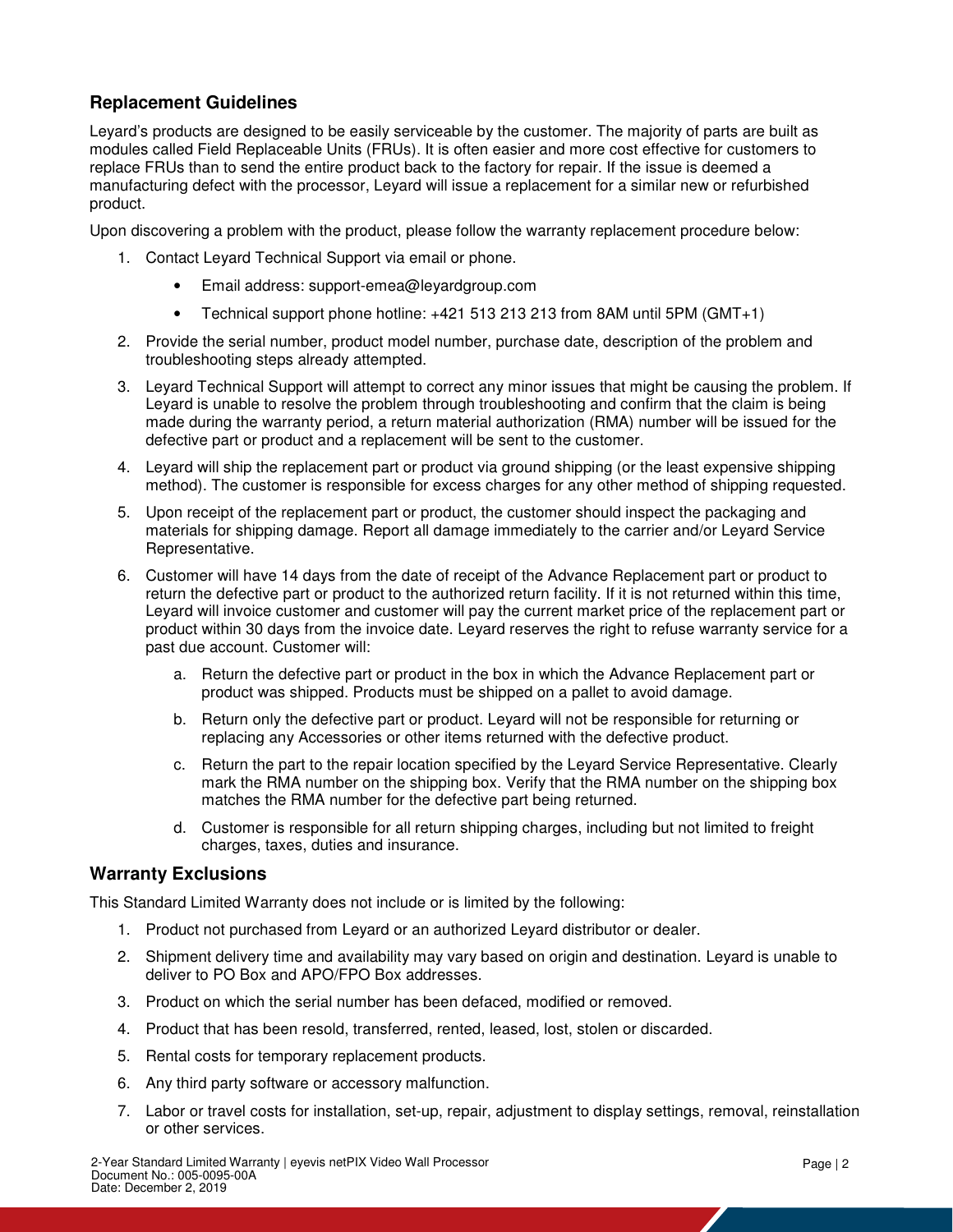## Replacement Guidelines

Leyard's products are designed to be easily serviceable by the customer. The majority of parts are built as modules called Field Replaceable Units (FRUs). It is often easier and more cost effective for customers to replace FRUs than to send the entire product back to the factory for repair. If the issue is deemed a manufacturing defect with the processor, Leyard will issue a replacement for a similar new or refurbished product.

Upon discovering a problem with the product, please follow the warranty replacement procedure below:

1. Contact Leyard Technical Support via email or phone.
   - Email address: support-emea@leyardgroup.com
   - Technical support phone hotline: +421 513 213 213 from 8AM until 5PM (GMT+1)
2. Provide the serial number, product model number, purchase date, description of the problem and troubleshooting steps already attempted.
3. Leyard Technical Support will attempt to correct any minor issues that might be causing the problem. If Leyard is unable to resolve the problem through troubleshooting and confirm that the claim is being made during the warranty period, a return material authorization (RMA) number will be issued for the defective part or product and a replacement will be sent to the customer.
4. Leyard will ship the replacement part or product via ground shipping (or the least expensive shipping method). The customer is responsible for excess charges for any other method of shipping requested.
5. Upon receipt of the replacement part or product, the customer should inspect the packaging and materials for shipping damage. Report all damage immediately to the carrier and/or Leyard Service Representative.
6. Customer will have 14 days from the date of receipt of the Advance Replacement part or product to return the defective part or product to the authorized return facility. If it is not returned within this time, Leyard will invoice customer and customer will pay the current market price of the replacement part or product within 30 days from the invoice date. Leyard reserves the right to refuse warranty service for a past due account. Customer will:
   a. Return the defective part or product in the box in which the Advance Replacement part or product was shipped. Products must be shipped on a pallet to avoid damage.
   b. Return only the defective part or product. Leyard will not be responsible for returning or replacing any Accessories or other items returned with the defective product.
   c. Return the part to the repair location specified by the Leyard Service Representative. Clearly mark the RMA number on the shipping box. Verify that the RMA number on the shipping box matches the RMA number for the defective part being returned.
   d. Customer is responsible for all return shipping charges, including but not limited to freight charges, taxes, duties and insurance.

## Warranty Exclusions

This Standard Limited Warranty does not include or is limited by the following:

1. Product not purchased from Leyard or an authorized Leyard distributor or dealer.
2. Shipment delivery time and availability may vary based on origin and destination. Leyard is unable to deliver to PO Box and APO/FPO Box addresses.
3. Product on which the serial number has been defaced, modified or removed.
4. Product that has been resold, transferred, rented, leased, lost, stolen or discarded.
5. Rental costs for temporary replacement products.
6. Any third party software or accessory malfunction.
7. Labor or travel costs for installation, set-up, repair, adjustment to display settings, removal, reinstallation or other services.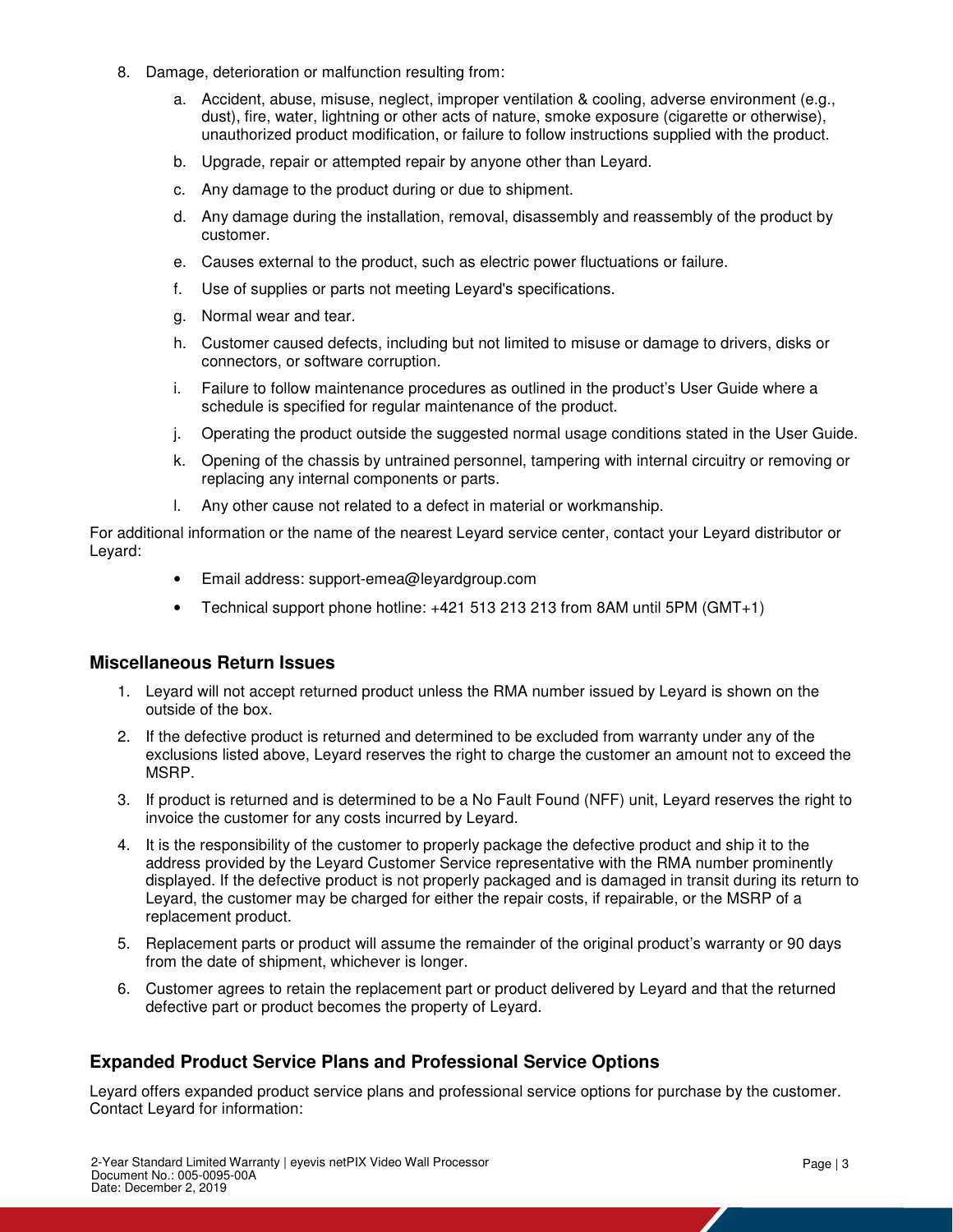8. Damage, deterioration or malfunction resulting from:

    a. Accident, abuse, misuse, neglect, improper ventilation & cooling, adverse environment (e.g., dust), fire, water, lightning or other acts of nature, smoke exposure (cigarette or otherwise), unauthorized product modification, or failure to follow instructions supplied with the product.

    b. Upgrade, repair or attempted repair by anyone other than Leyard.

    c. Any damage to the product during or due to shipment.

    d. Any damage during the installation, removal, disassembly and reassembly of the product by customer.

    e. Causes external to the product, such as electric power fluctuations or failure.

    f. Use of supplies or parts not meeting Leyard's specifications.

    g. Normal wear and tear.

    h. Customer caused defects, including but not limited to misuse or damage to drivers, disks or connectors, or software corruption.

    i. Failure to follow maintenance procedures as outlined in the product's User Guide where a schedule is specified for regular maintenance of the product.

    j. Operating the product outside the suggested normal usage conditions stated in the User Guide.

    k. Opening of the chassis by untrained personnel, tampering with internal circuitry or removing or replacing any internal components or parts.

    l. Any other cause not related to a defect in material or workmanship.

For additional information or the name of the nearest Leyard service center, contact your Leyard distributor or Leyard:

- Email address: support-emea@leyardgroup.com
- Technical support phone hotline: +421 513 213 213 from 8AM until 5PM (GMT+1)

### Miscellaneous Return Issues

1. Leyard will not accept returned product unless the RMA number issued by Leyard is shown on the outside of the box.
2. If the defective product is returned and determined to be excluded from warranty under any of the exclusions listed above, Leyard reserves the right to charge the customer an amount not to exceed the MSRP.
3. If product is returned and is determined to be a No Fault Found (NFF) unit, Leyard reserves the right to invoice the customer for any costs incurred by Leyard.
4. It is the responsibility of the customer to properly package the defective product and ship it to the address provided by the Leyard Customer Service representative with the RMA number prominently displayed. If the defective product is not properly packaged and is damaged in transit during its return to Leyard, the customer may be charged for either the repair costs, if repairable, or the MSRP of a replacement product.
5. Replacement parts or product will assume the remainder of the original product's warranty or 90 days from the date of shipment, whichever is longer.
6. Customer agrees to retain the replacement part or product delivered by Leyard and that the returned defective part or product becomes the property of Leyard.

### Expanded Product Service Plans and Professional Service Options

Leyard offers expanded product service plans and professional service options for purchase by the customer. Contact Leyard for information: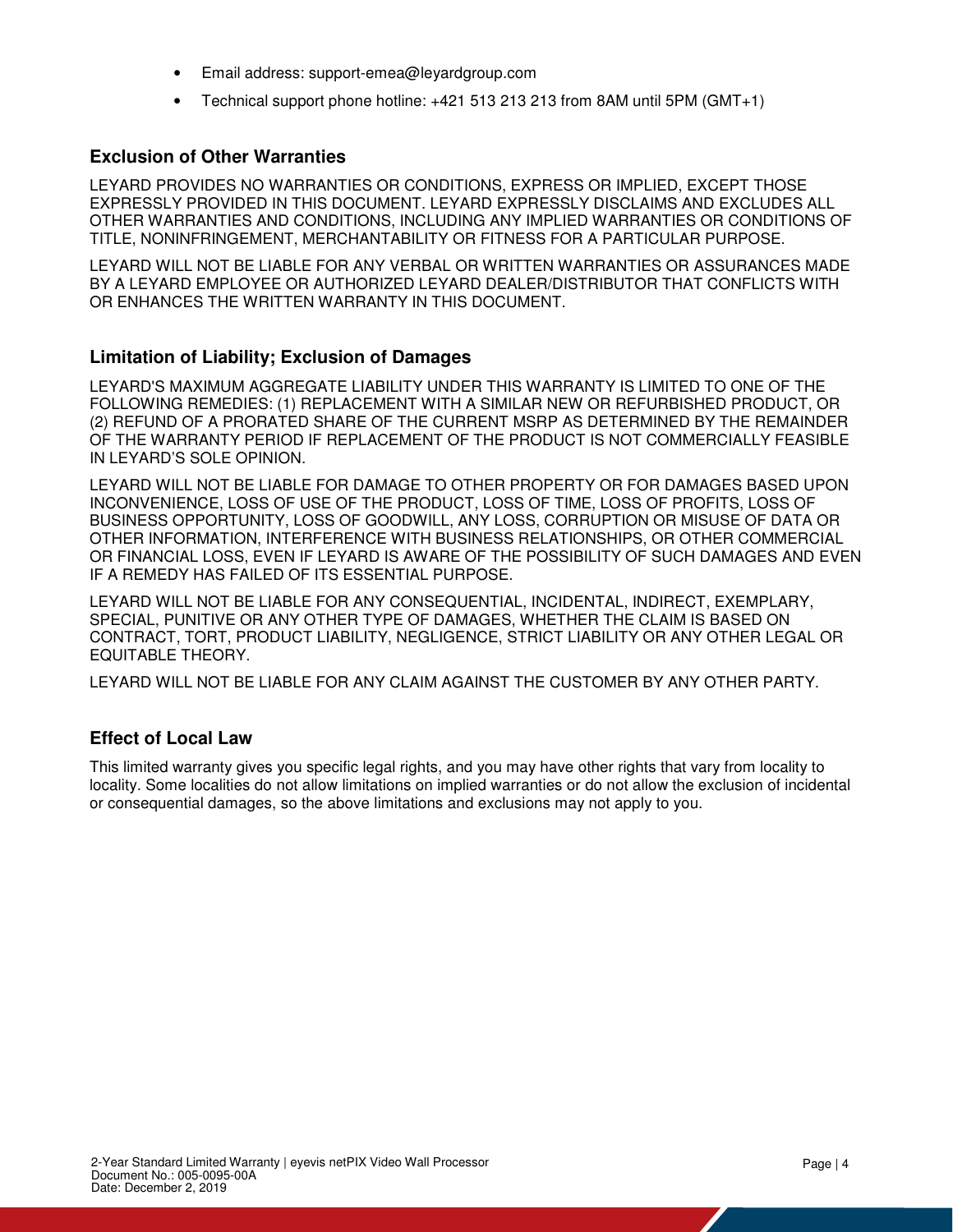- Email address: support-emea@leyardgroup.com
- Technical support phone hotline: +421 513 213 213 from 8AM until 5PM (GMT+1)

### Exclusion of Other Warranties

LEYARD PROVIDES NO WARRANTIES OR CONDITIONS, EXPRESS OR IMPLIED, EXCEPT THOSE EXPRESSLY PROVIDED IN THIS DOCUMENT. LEYARD EXPRESSLY DISCLAIMS AND EXCLUDES ALL OTHER WARRANTIES AND CONDITIONS, INCLUDING ANY IMPLIED WARRANTIES OR CONDITIONS OF TITLE, NONINFRINGEMENT, MERCHANTABILITY OR FITNESS FOR A PARTICULAR PURPOSE.

LEYARD WILL NOT BE LIABLE FOR ANY VERBAL OR WRITTEN WARRANTIES OR ASSURANCES MADE BY A LEYARD EMPLOYEE OR AUTHORIZED LEYARD DEALER/DISTRIBUTOR THAT CONFLICTS WITH OR ENHANCES THE WRITTEN WARRANTY IN THIS DOCUMENT.

### Limitation of Liability; Exclusion of Damages

LEYARD'S MAXIMUM AGGREGATE LIABILITY UNDER THIS WARRANTY IS LIMITED TO ONE OF THE FOLLOWING REMEDIES: (1) REPLACEMENT WITH A SIMILAR NEW OR REFURBISHED PRODUCT, OR (2) REFUND OF A PRORATED SHARE OF THE CURRENT MSRP AS DETERMINED BY THE REMAINDER OF THE WARRANTY PERIOD IF REPLACEMENT OF THE PRODUCT IS NOT COMMERCIALLY FEASIBLE IN LEYARD'S SOLE OPINION.

LEYARD WILL NOT BE LIABLE FOR DAMAGE TO OTHER PROPERTY OR FOR DAMAGES BASED UPON INCONVENIENCE, LOSS OF USE OF THE PRODUCT, LOSS OF TIME, LOSS OF PROFITS, LOSS OF BUSINESS OPPORTUNITY, LOSS OF GOODWILL, ANY LOSS, CORRUPTION OR MISUSE OF DATA OR OTHER INFORMATION, INTERFERENCE WITH BUSINESS RELATIONSHIPS, OR OTHER COMMERCIAL OR FINANCIAL LOSS, EVEN IF LEYARD IS AWARE OF THE POSSIBILITY OF SUCH DAMAGES AND EVEN IF A REMEDY HAS FAILED OF ITS ESSENTIAL PURPOSE.

LEYARD WILL NOT BE LIABLE FOR ANY CONSEQUENTIAL, INCIDENTAL, INDIRECT, EXEMPLARY, SPECIAL, PUNITIVE OR ANY OTHER TYPE OF DAMAGES, WHETHER THE CLAIM IS BASED ON CONTRACT, TORT, PRODUCT LIABILITY, NEGLIGENCE, STRICT LIABILITY OR ANY OTHER LEGAL OR EQUITABLE THEORY.

LEYARD WILL NOT BE LIABLE FOR ANY CLAIM AGAINST THE CUSTOMER BY ANY OTHER PARTY.

### Effect of Local Law

This limited warranty gives you specific legal rights, and you may have other rights that vary from locality to locality. Some localities do not allow limitations on implied warranties or do not allow the exclusion of incidental or consequential damages, so the above limitations and exclusions may not apply to you.